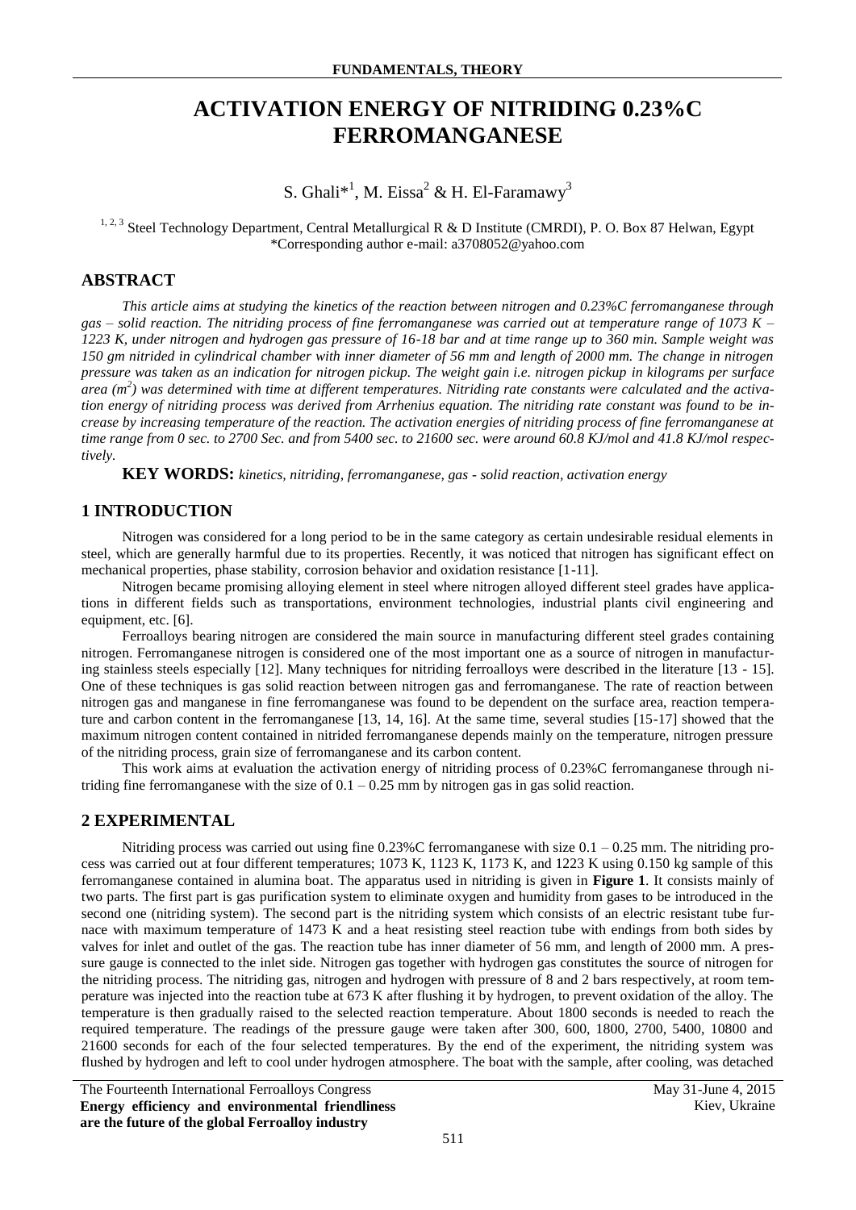# ACTIVATION ENERGY OF NITRIDING 0.23%C FERROMANGANESE

S. Ghali*[1], M. Eissa[2] & H. El-Faramawy[3]

[1, 2, 3] Steel Technology Department, Central Metallurgical R & D Institute (CMRDI), P. O. Box 87 Helwan, Egypt
*Corresponding author e-mail: a3708052@yahoo.com

## ABSTRACT

*This article aims at studying the kinetics of the reaction between nitrogen and 0.23%C ferromanganese through gas – solid reaction. The nitriding process of fine ferromanganese was carried out at temperature range of 1073 K – 1223 K, under nitrogen and hydrogen gas pressure of 16-18 bar and at time range up to 360 min. Sample weight was 150 gm nitrided in cylindrical chamber with inner diameter of 56 mm and length of 2000 mm. The change in nitrogen pressure was taken as an indication for nitrogen pickup. The weight gain i.e. nitrogen pickup in kilograms per surface area ($m^2$) was determined with time at different temperatures. Nitriding rate constants were calculated and the activation energy of nitriding process was derived from Arrhenius equation. The nitriding rate constant was found to be increase by increasing temperature of the reaction. The activation energies of nitriding process of fine ferromanganese at time range from 0 sec. to 2700 Sec. and from 5400 sec. to 21600 sec. were around 60.8 KJ/mol and 41.8 KJ/mol respectively.*

**KEY WORDS:** *kinetics, nitriding, ferromanganese, gas - solid reaction, activation energy*

## 1 INTRODUCTION

Nitrogen was considered for a long period to be in the same category as certain undesirable residual elements in steel, which are generally harmful due to its properties. Recently, it was noticed that nitrogen has significant effect on mechanical properties, phase stability, corrosion behavior and oxidation resistance [1-11].

Nitrogen became promising alloying element in steel where nitrogen alloyed different steel grades have applications in different fields such as transportations, environment technologies, industrial plants civil engineering and equipment, etc. [6].

Ferroalloys bearing nitrogen are considered the main source in manufacturing different steel grades containing nitrogen. Ferromanganese nitrogen is considered one of the most important one as a source of nitrogen in manufacturing stainless steels especially [12]. Many techniques for nitriding ferroalloys were described in the literature [13 - 15]. One of these techniques is gas solid reaction between nitrogen gas and ferromanganese. The rate of reaction between nitrogen gas and manganese in fine ferromanganese was found to be dependent on the surface area, reaction temperature and carbon content in the ferromanganese [13, 14, 16]. At the same time, several studies [15-17] showed that the maximum nitrogen content contained in nitrided ferromanganese depends mainly on the temperature, nitrogen pressure of the nitriding process, grain size of ferromanganese and its carbon content.

This work aims at evaluation the activation energy of nitriding process of 0.23%C ferromanganese through nitriding fine ferromanganese with the size of 0.1 – 0.25 mm by nitrogen gas in gas solid reaction.

## 2 EXPERIMENTAL

Nitriding process was carried out using fine 0.23%C ferromanganese with size 0.1 – 0.25 mm. The nitriding process was carried out at four different temperatures; 1073 K, 1123 K, 1173 K, and 1223 K using 0.150 kg sample of this ferromanganese contained in alumina boat. The apparatus used in nitriding is given in **Figure 1**. It consists mainly of two parts. The first part is gas purification system to eliminate oxygen and humidity from gases to be introduced in the second one (nitriding system). The second part is the nitriding system which consists of an electric resistant tube furnace with maximum temperature of 1473 K and a heat resisting steel reaction tube with endings from both sides by valves for inlet and outlet of the gas. The reaction tube has inner diameter of 56 mm, and length of 2000 mm. A pressure gauge is connected to the inlet side. Nitrogen gas together with hydrogen gas constitutes the source of nitrogen for the nitriding process. The nitriding gas, nitrogen and hydrogen with pressure of 8 and 2 bars respectively, at room temperature was injected into the reaction tube at 673 K after flushing it by hydrogen, to prevent oxidation of the alloy. The temperature is then gradually raised to the selected reaction temperature. About 1800 seconds is needed to reach the required temperature. The readings of the pressure gauge were taken after 300, 600, 1800, 2700, 5400, 10800 and 21600 seconds for each of the four selected temperatures. By the end of the experiment, the nitriding system was flushed by hydrogen and left to cool under hydrogen atmosphere. The boat with the sample, after cooling, was detached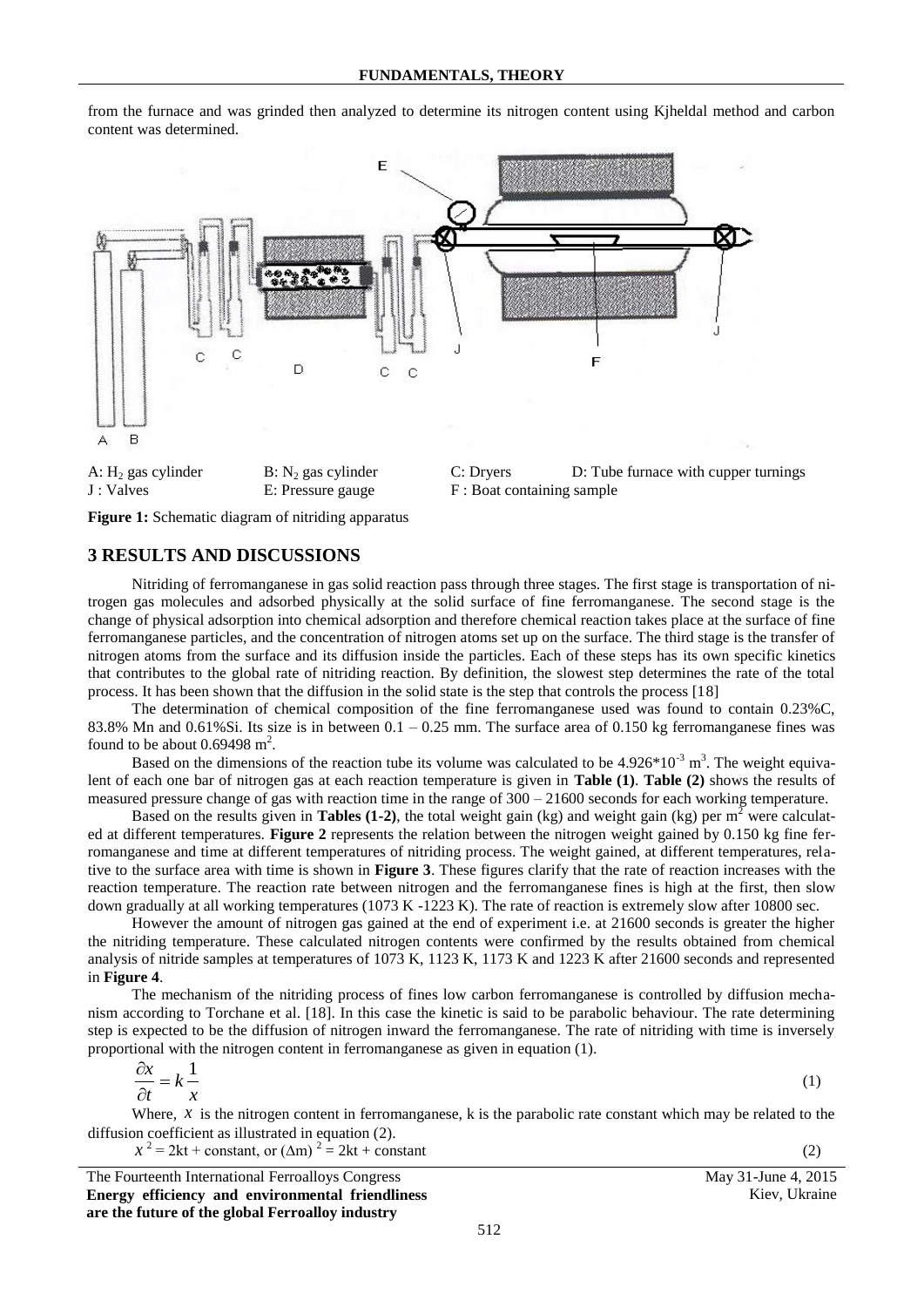from the furnace and was grinded then analyzed to determine its nitrogen content using Kjheldal method and carbon content was determined.

A: $H_2$ gas cylinder  B: $N_2$ gas cylinder  C: Dryers  D: Tube furnace with cupper turnings
J : Valves  E: Pressure gauge  F : Boat containing sample

**Figure 1:** Schematic diagram of nitriding apparatus

## 3 RESULTS AND DISCUSSIONS

Nitriding of ferromanganese in gas solid reaction pass through three stages. The first stage is transportation of nitrogen gas molecules and adsorbed physically at the solid surface of fine ferromanganese. The second stage is the change of physical adsorption into chemical adsorption and therefore chemical reaction takes place at the surface of fine ferromanganese particles, and the concentration of nitrogen atoms set up on the surface. The third stage is the transfer of nitrogen atoms from the surface and its diffusion inside the particles. Each of these steps has its own specific kinetics that contributes to the global rate of nitriding reaction. By definition, the slowest step determines the rate of the total process. It has been shown that the diffusion in the solid state is the step that controls the process [18]

The determination of chemical composition of the fine ferromanganese used was found to contain 0.23%C, 83.8% Mn and 0.61%Si. Its size is in between 0.1 – 0.25 mm. The surface area of 0.150 kg ferromanganese fines was found to be about 0.69498 $m^2$.

Based on the dimensions of the reaction tube its volume was calculated to be $4.926*10^{-3}$ $m^3$. The weight equivalent of each one bar of nitrogen gas at each reaction temperature is given in **Table (1)**. **Table (2)** shows the results of measured pressure change of gas with reaction time in the range of 300 – 21600 seconds for each working temperature.

Based on the results given in **Tables (1-2)**, the total weight gain (kg) and weight gain (kg) per $m^2$ were calculated at different temperatures. **Figure 2** represents the relation between the nitrogen weight gained by 0.150 kg fine ferromanganese and time at different temperatures of nitriding process. The weight gained, at different temperatures, relative to the surface area with time is shown in **Figure 3**. These figures clarify that the rate of reaction increases with the reaction temperature. The reaction rate between nitrogen and the ferromanganese fines is high at the first, then slow down gradually at all working temperatures (1073 K -1223 K). The rate of reaction is extremely slow after 10800 sec.

However the amount of nitrogen gas gained at the end of experiment i.e. at 21600 seconds is greater the higher the nitriding temperature. These calculated nitrogen contents were confirmed by the results obtained from chemical analysis of nitride samples at temperatures of 1073 K, 1123 K, 1173 K and 1223 K after 21600 seconds and represented in **Figure 4**.

The mechanism of the nitriding process of fines low carbon ferromanganese is controlled by diffusion mechanism according to Torchane et al. [18]. In this case the kinetic is said to be parabolic behaviour. The rate determining step is expected to be the diffusion of nitrogen inward the ferromanganese. The rate of nitriding with time is inversely proportional with the nitrogen content in ferromanganese as given in equation (1).

$$\frac{\partial x}{\partial t} = k\frac{1}{x} \tag{1}$$

Where, $x$ is the nitrogen content in ferromanganese, k is the parabolic rate constant which may be related to the diffusion coefficient as illustrated in equation (2).

$$x^2 = 2kt + \text{constant, or } (\Delta m)^2 = 2kt + \text{constant} \tag{2}$$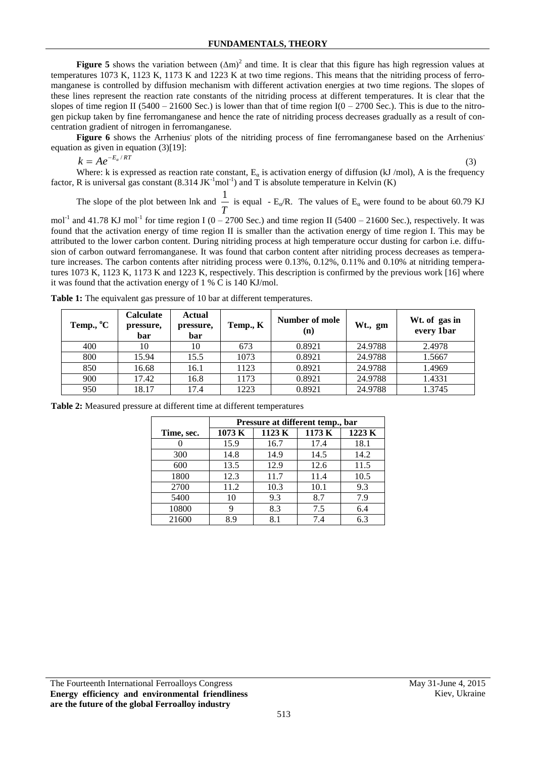**Figure 5** shows the variation between $(\Delta m)^2$ and time. It is clear that this figure has high regression values at temperatures 1073 K, 1123 K, 1173 K and 1223 K at two time regions. This means that the nitriding process of ferromanganese is controlled by diffusion mechanism with different activation energies at two time regions. The slopes of these lines represent the reaction rate constants of the nitriding process at different temperatures. It is clear that the slopes of time region II (5400 – 21600 Sec.) is lower than that of time region I(0 – 2700 Sec.). This is due to the nitrogen pickup taken by fine ferromanganese and hence the rate of nitriding process decreases gradually as a result of concentration gradient of nitrogen in ferromanganese.

**Figure 6** shows the Arrhenius' plots of the nitriding process of fine ferromanganese based on the Arrhenius' equation as given in equation (3)[19]:

$$k = Ae^{-E_a/RT} \tag{3}$$

Where: k is expressed as reaction rate constant, $E_a$ is activation energy of diffusion (kJ /mol), A is the frequency factor, R is universal gas constant (8.314 $JK^{-1}mol^{-1}$) and T is absolute temperature in Kelvin (K)

The slope of the plot between lnk and $\frac{1}{T}$ is equal $-E_a/R$. The values of $E_a$ were found to be about 60.79 KJ $mol^{-1}$ and 41.78 KJ $mol^{-1}$ for time region I (0 – 2700 Sec.) and time region II (5400 – 21600 Sec.), respectively. It was found that the activation energy of time region II is smaller than the activation energy of time region I. This may be attributed to the lower carbon content. During nitriding process at high temperature occur dusting for carbon i.e. diffusion of carbon outward ferromanganese. It was found that carbon content after nitriding process decreases as temperature increases. The carbon contents after nitriding process were 0.13%, 0.12%, 0.11% and 0.10% at nitriding temperatures 1073 K, 1123 K, 1173 K and 1223 K, respectively. This description is confirmed by the previous work [16] where it was found that the activation energy of 1 % C is 140 KJ/mol.

**Table 1:** The equivalent gas pressure of 10 bar at different temperatures.

| Temp., °C | Calculate pressure, bar | Actual pressure, bar | Temp., K | Number of mole (n) | Wt., gm | Wt. of gas in every 1bar |
|---|---|---|---|---|---|---|
| 400 | 10 | 10 | 673 | 0.8921 | 24.9788 | 2.4978 |
| 800 | 15.94 | 15.5 | 1073 | 0.8921 | 24.9788 | 1.5667 |
| 850 | 16.68 | 16.1 | 1123 | 0.8921 | 24.9788 | 1.4969 |
| 900 | 17.42 | 16.8 | 1173 | 0.8921 | 24.9788 | 1.4331 |
| 950 | 18.17 | 17.4 | 1223 | 0.8921 | 24.9788 | 1.3745 |

**Table 2:** Measured pressure at different time at different temperatures

| | Pressure at different temp., bar | | | |
|---|---|---|---|---|
| Time, sec. | 1073 K | 1123 K | 1173 K | 1223 K |
| 0 | 15.9 | 16.7 | 17.4 | 18.1 |
| 300 | 14.8 | 14.9 | 14.5 | 14.2 |
| 600 | 13.5 | 12.9 | 12.6 | 11.5 |
| 1800 | 12.3 | 11.7 | 11.4 | 10.5 |
| 2700 | 11.2 | 10.3 | 10.1 | 9.3 |
| 5400 | 10 | 9.3 | 8.7 | 7.9 |
| 10800 | 9 | 8.3 | 7.5 | 6.4 |
| 21600 | 8.9 | 8.1 | 7.4 | 6.3 |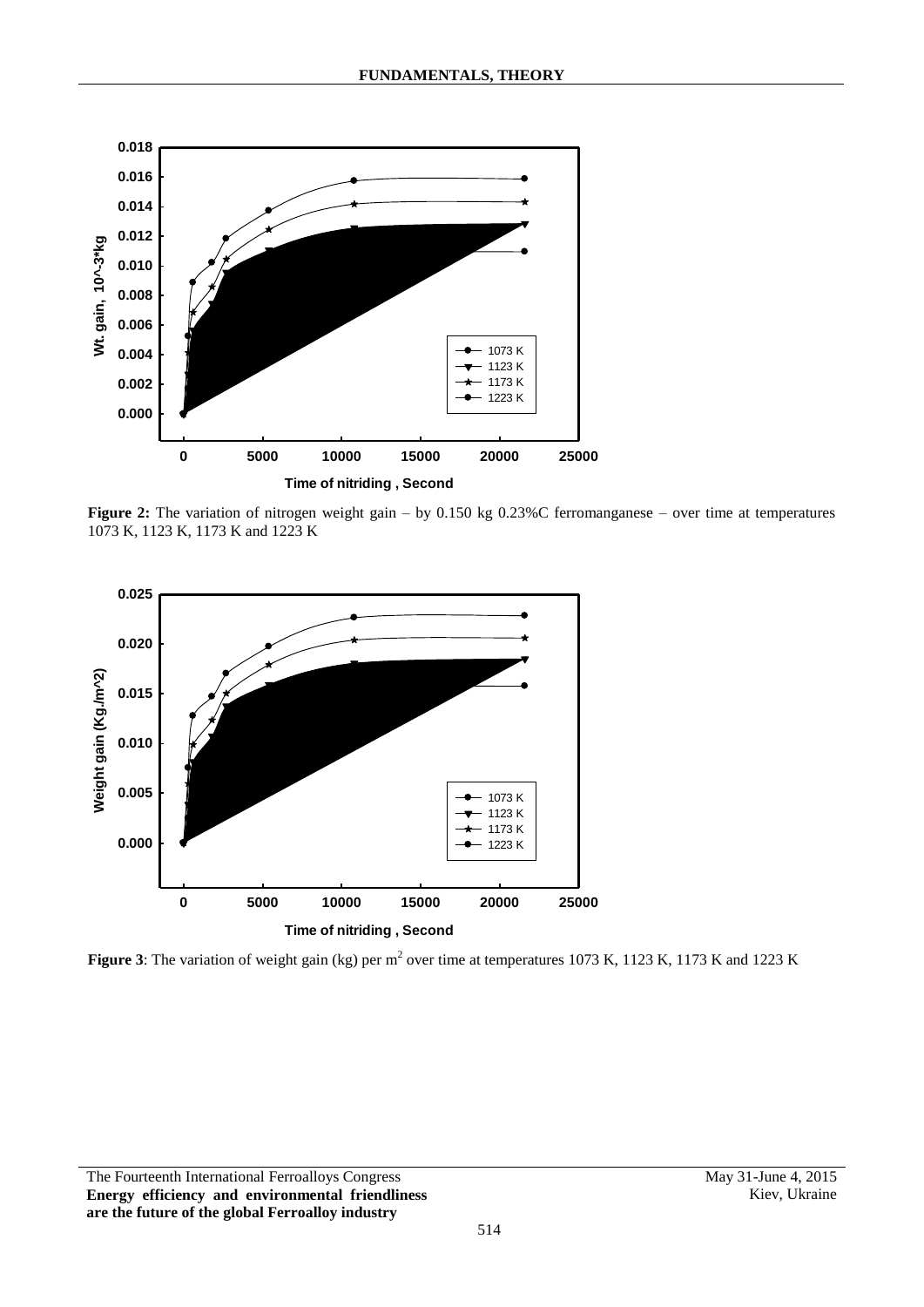**Figure 2:** The variation of nitrogen weight gain – by 0.150 kg 0.23%C ferromanganese – over time at temperatures 1073 K, 1123 K, 1173 K and 1223 K

**Figure 3**: The variation of weight gain (kg) per $m^2$ over time at temperatures 1073 K, 1123 K, 1173 K and 1223 K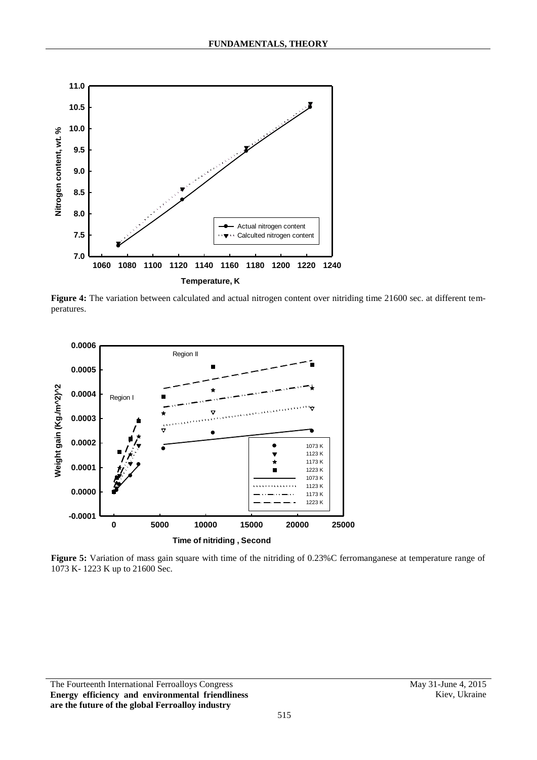**Figure 4:** The variation between calculated and actual nitrogen content over nitriding time 21600 sec. at different temperatures.

**Figure 5:** Variation of mass gain square with time of the nitriding of 0.23%C ferromanganese at temperature range of 1073 K- 1223 K up to 21600 Sec.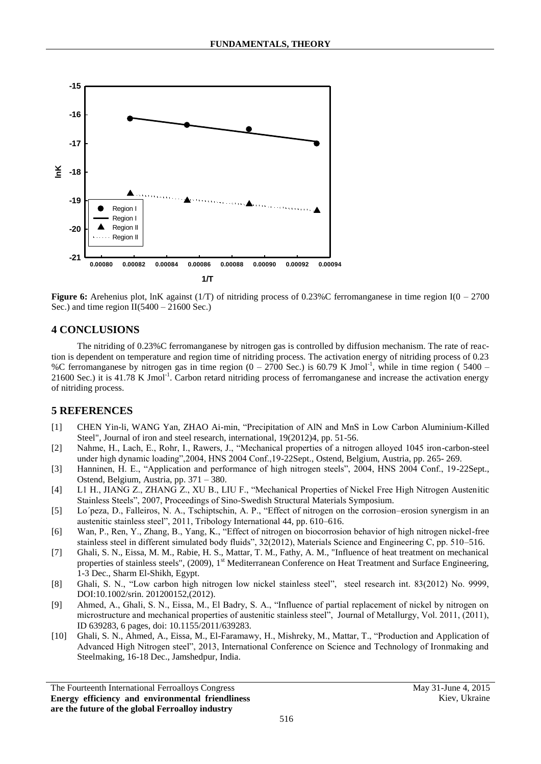**Figure 6:** Arehenius plot, lnK against (1/T) of nitriding process of 0.23%C ferromanganese in time region I(0 – 2700 Sec.) and time region II(5400 – 21600 Sec.)

## 4 CONCLUSIONS

The nitriding of 0.23%C ferromanganese by nitrogen gas is controlled by diffusion mechanism. The rate of reaction is dependent on temperature and region time of nitriding process. The activation energy of nitriding process of 0.23 %C ferromanganese by nitrogen gas in time region (0 – 2700 Sec.) is 60.79 K $Jmol^{-1}$, while in time region ( 5400 – 21600 Sec.) it is 41.78 K $Jmol^{-1}$. Carbon retard nitriding process of ferromanganese and increase the activation energy of nitriding process.

## 5 REFERENCES

[1] CHEN Yin-li, WANG Yan, ZHAO Ai-min, "Precipitation of AlN and MnS in Low Carbon Aluminium-Killed Steel", Journal of iron and steel research, international, 19(2012)4, pp. 51-56.

[2] Nahme, H., Lach, E., Rohr, I., Rawers, J., "Mechanical properties of a nitrogen alloyed 1045 iron-carbon-steel under high dynamic loading",2004, HNS 2004 Conf.,19-22Sept., Ostend, Belgium, Austria, pp. 265- 269.

[3] Hanninen, H. E., "Application and performance of high nitrogen steels", 2004, HNS 2004 Conf., 19-22Sept., Ostend, Belgium, Austria, pp. 371 – 380.

[4] L1 H., JIANG Z., ZHANG Z., XU B., LIU F., "Mechanical Properties of Nickel Free High Nitrogen Austenitic Stainless Steels", 2007, Proceedings of Sino-Swedish Structural Materials Symposium.

[5] Lo´peza, D., Falleiros, N. A., Tschiptschin, A. P., "Effect of nitrogen on the corrosion–erosion synergism in an austenitic stainless steel", 2011, Tribology International 44, pp. 610–616.

[6] Wan, P., Ren, Y., Zhang, B., Yang, K., "Effect of nitrogen on biocorrosion behavior of high nitrogen nickel-free stainless steel in different simulated body fluids", 32(2012), Materials Science and Engineering C, pp. 510–516.

[7] Ghali, S. N., Eissa, M. M., Rabie, H. S., Mattar, T. M., Fathy, A. M., "Influence of heat treatment on mechanical properties of stainless steels", (2009), 1st Mediterranean Conference on Heat Treatment and Surface Engineering, 1-3 Dec., Sharm El-Shikh, Egypt.

[8] Ghali, S. N., "Low carbon high nitrogen low nickel stainless steel", steel research int. 83(2012) No. 9999, DOI:10.1002/srin. 201200152,(2012).

[9] Ahmed, A., Ghali, S. N., Eissa, M., El Badry, S. A., "Influence of partial replacement of nickel by nitrogen on microstructure and mechanical properties of austenitic stainless steel", Journal of Metallurgy, Vol. 2011, (2011), ID 639283, 6 pages, doi: 10.1155/2011/639283.

[10] Ghali, S. N., Ahmed, A., Eissa, M., El-Faramawy, H., Mishreky, M., Mattar, T., "Production and Application of Advanced High Nitrogen steel", 2013, International Conference on Science and Technology of Ironmaking and Steelmaking, 16-18 Dec., Jamshedpur, India.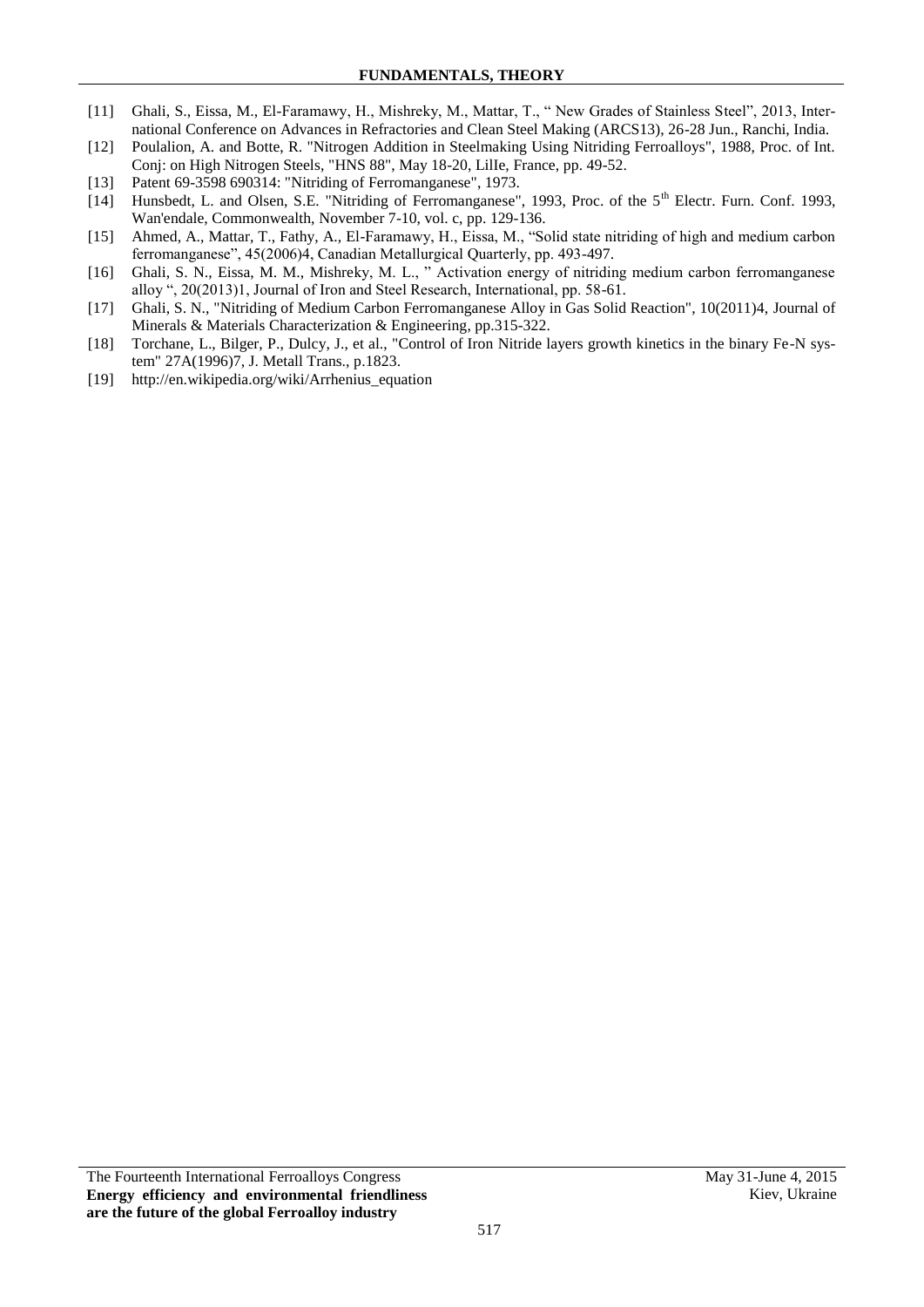[11] Ghali, S., Eissa, M., El-Faramawy, H., Mishreky, M., Mattar, T., " New Grades of Stainless Steel", 2013, International Conference on Advances in Refractories and Clean Steel Making (ARCS13), 26-28 Jun., Ranchi, India.

[12] Poulalion, A. and Botte, R. "Nitrogen Addition in Steelmaking Using Nitriding Ferroalloys", 1988, Proc. of Int. Conj: on High Nitrogen Steels, "HNS 88", May 18-20, LilIe, France, pp. 49-52.

[13] Patent 69-3598 690314: "Nitriding of Ferromanganese", 1973.

[14] Hunsbedt, L. and Olsen, S.E. "Nitriding of Ferromanganese", 1993, Proc. of the 5th Electr. Furn. Conf. 1993, Wan'endale, Commonwealth, November 7-10, vol. c, pp. 129-136.

[15] Ahmed, A., Mattar, T., Fathy, A., El-Faramawy, H., Eissa, M., "Solid state nitriding of high and medium carbon ferromanganese", 45(2006)4, Canadian Metallurgical Quarterly, pp. 493-497.

[16] Ghali, S. N., Eissa, M. M., Mishreky, M. L., " Activation energy of nitriding medium carbon ferromanganese alloy ", 20(2013)1, Journal of Iron and Steel Research, International, pp. 58-61.

[17] Ghali, S. N., "Nitriding of Medium Carbon Ferromanganese Alloy in Gas Solid Reaction", 10(2011)4, Journal of Minerals & Materials Characterization & Engineering, pp.315-322.

[18] Torchane, L., Bilger, P., Dulcy, J., et al., "Control of Iron Nitride layers growth kinetics in the binary Fe-N system" 27A(1996)7, J. Metall Trans., p.1823.

[19] http://en.wikipedia.org/wiki/Arrhenius_equation